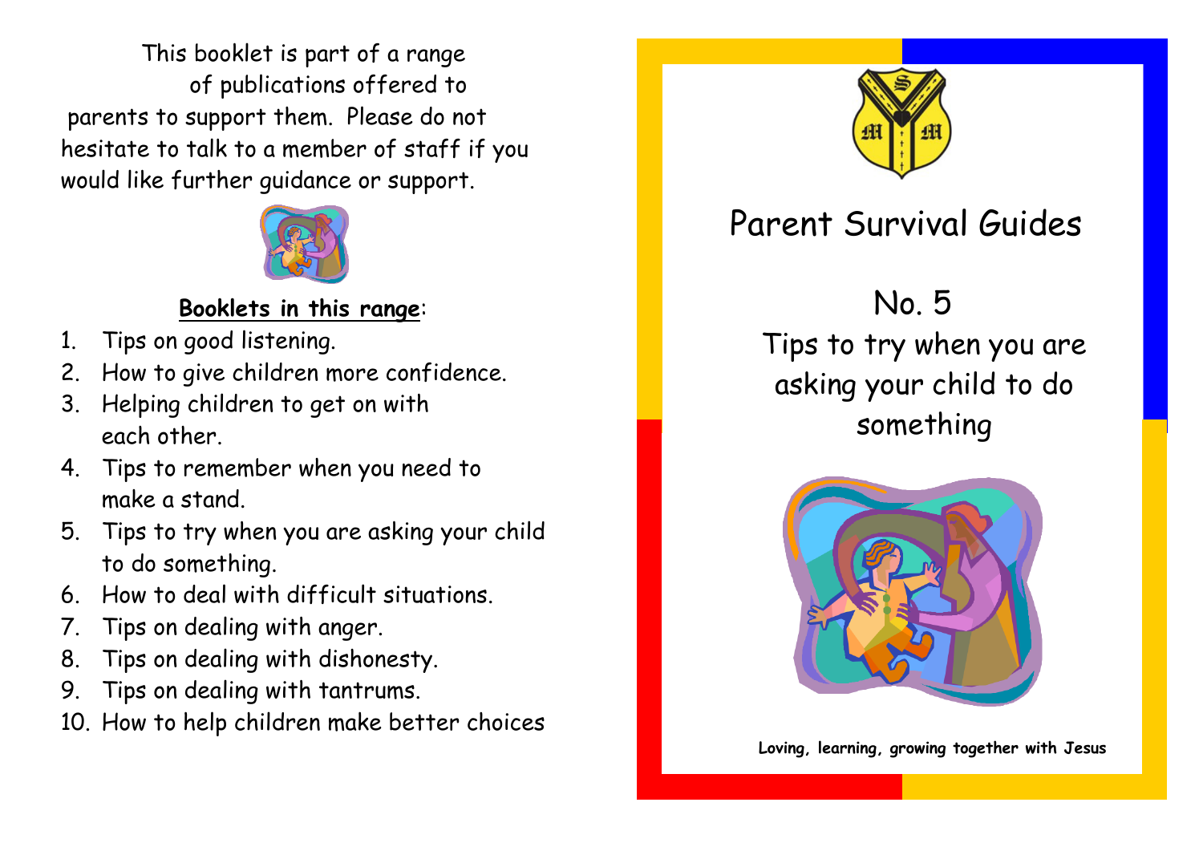This booklet is part of a range of publications offered to parents to support them. Please do not hesitate to talk to a member of staff if you would like further guidance or support.

**Booklets in this range**:

1. Tips on good listening.
2. How to give children more confidence.
3. Helping children to get on with each other.
4. Tips to remember when you need to make a stand.
5. Tips to try when you are asking your child to do something.
6. How to deal with difficult situations.
7. Tips on dealing with anger.
8. Tips on dealing with dishonesty.
9. Tips on dealing with tantrums.
10. How to help children make better choices

# Parent Survival Guides

## No. 5

## Tips to try when you are asking your child to do something

**Loving, learning, growing together with Jesus**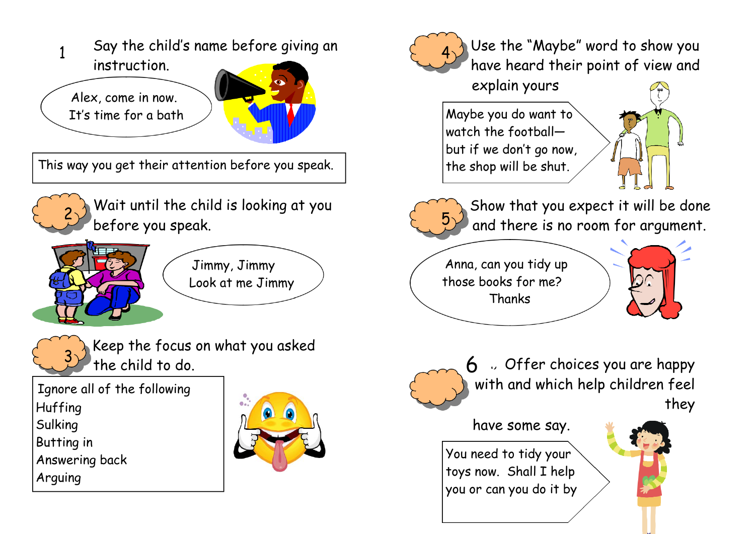1 Say the child's name before giving an instruction.

> Alex, come in now.
> It's time for a bath

This way you get their attention before you speak.

2 Wait until the child is looking at you before you speak.

> Jimmy, Jimmy
> Look at me Jimmy

3 Keep the focus on what you asked the child to do.

Ignore all of the following
- Huffing
- Sulking
- Butting in
- Answering back
- Arguing

4 Use the "Maybe" word to show you have heard their point of view and explain yours

> Maybe you do want to watch the football— but if we don't go now, the shop will be shut.

5 Show that you expect it will be done and there is no room for argument.

> Anna, can you tidy up those books for me?
> Thanks

6 Offer choices you are happy with and which help children feel they have some say.

> You need to tidy your toys now. Shall I help you or can you do it by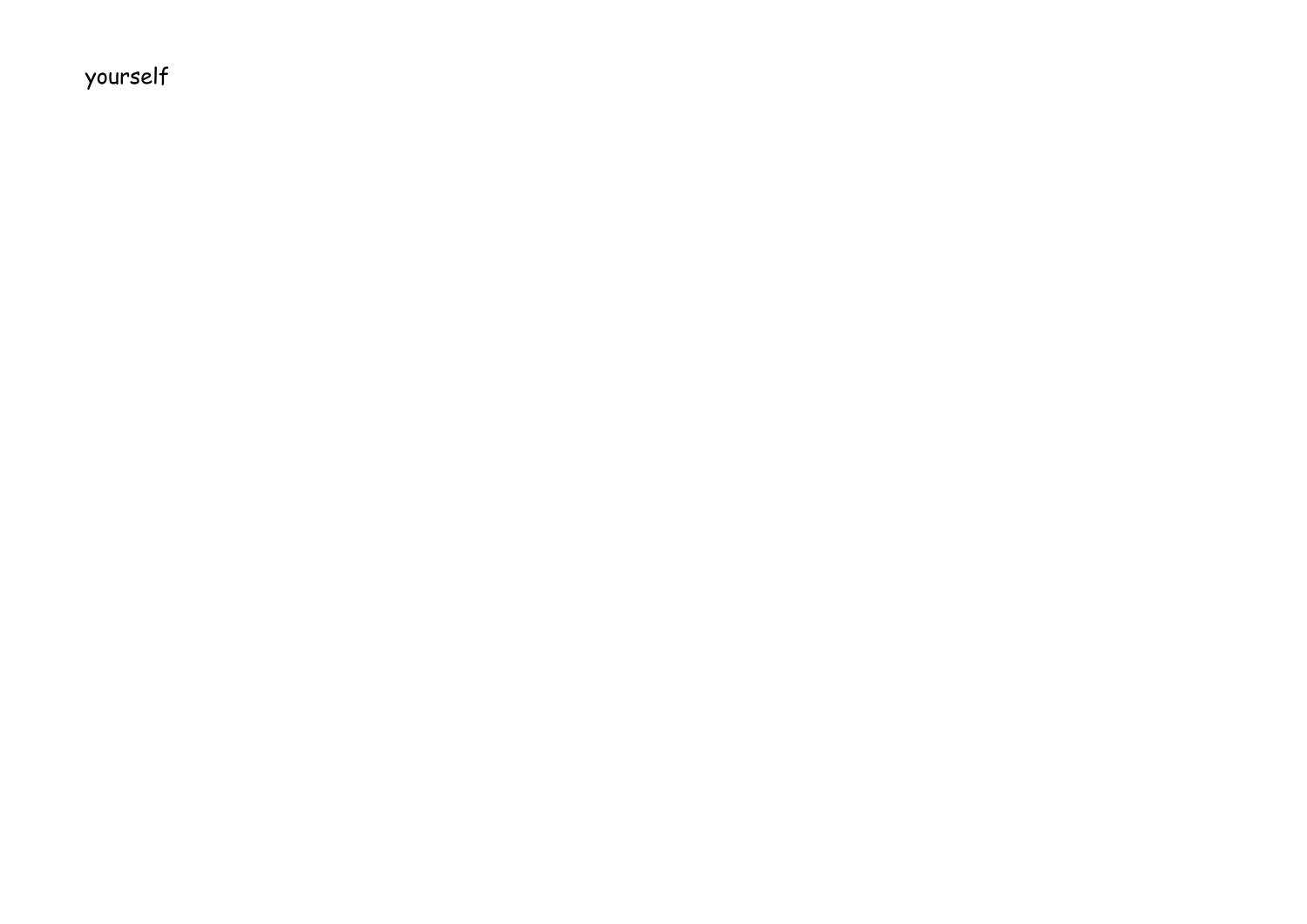yourself